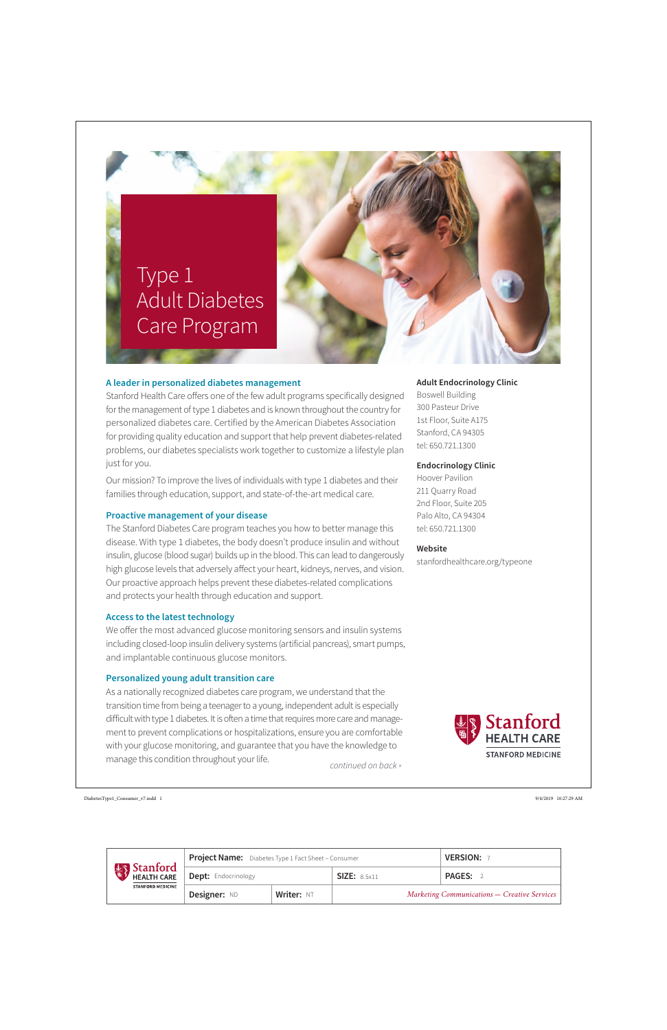# Type 1 Adult Diabetes Care Program

## A leader in personalized diabetes management

Stanford Health Care offers one of the few adult programs specifically designed for the management of type 1 diabetes and is known throughout the country for personalized diabetes care. Certified by the American Diabetes Association for providing quality education and support that help prevent diabetes-related problems, our diabetes specialists work together to customize a lifestyle plan just for you.

Our mission? To improve the lives of individuals with type 1 diabetes and their families through education, support, and state-of-the-art medical care.

## Proactive management of your disease

The Stanford Diabetes Care program teaches you how to better manage this disease. With type 1 diabetes, the body doesn't produce insulin and without insulin, glucose (blood sugar) builds up in the blood. This can lead to dangerously high glucose levels that adversely affect your heart, kidneys, nerves, and vision. Our proactive approach helps prevent these diabetes-related complications and protects your health through education and support.

## Access to the latest technology

We offer the most advanced glucose monitoring sensors and insulin systems including closed-loop insulin delivery systems (artificial pancreas), smart pumps, and implantable continuous glucose monitors.

## Personalized young adult transition care

As a nationally recognized diabetes care program, we understand that the transition time from being a teenager to a young, independent adult is especially difficult with type 1 diabetes. It is often a time that requires more care and management to prevent complications or hospitalizations, ensure you are comfortable with your glucose monitoring, and guarantee that you have the knowledge to manage this condition throughout your life.

*continued on back »*

**Adult Endocrinology Clinic**
Boswell Building
300 Pasteur Drive
1st Floor, Suite A175
Stanford, CA 94305
tel: 650.721.1300

**Endocrinology Clinic**
Hoover Pavilion
211 Quarry Road
2nd Floor, Suite 205
Palo Alto, CA 94304
tel: 650.721.1300

**Website**
stanfordhealthcare.org/typeone

Stanford HEALTH CARE
STANFORD MEDICINE

| Stanford HEALTH CARE STANFORD MEDICINE | **Project Name:** Diabetes Type 1 Fact Sheet – Consumer | | | **VERSION:** 7 |
|---|---|---|---|---|
| | **Dept:** Endocrinology | | **SIZE:** 8.5x11 | **PAGES:** 2 |
| | **Designer:** ND | **Writer:** NT | *Marketing Communications — Creative Services* | |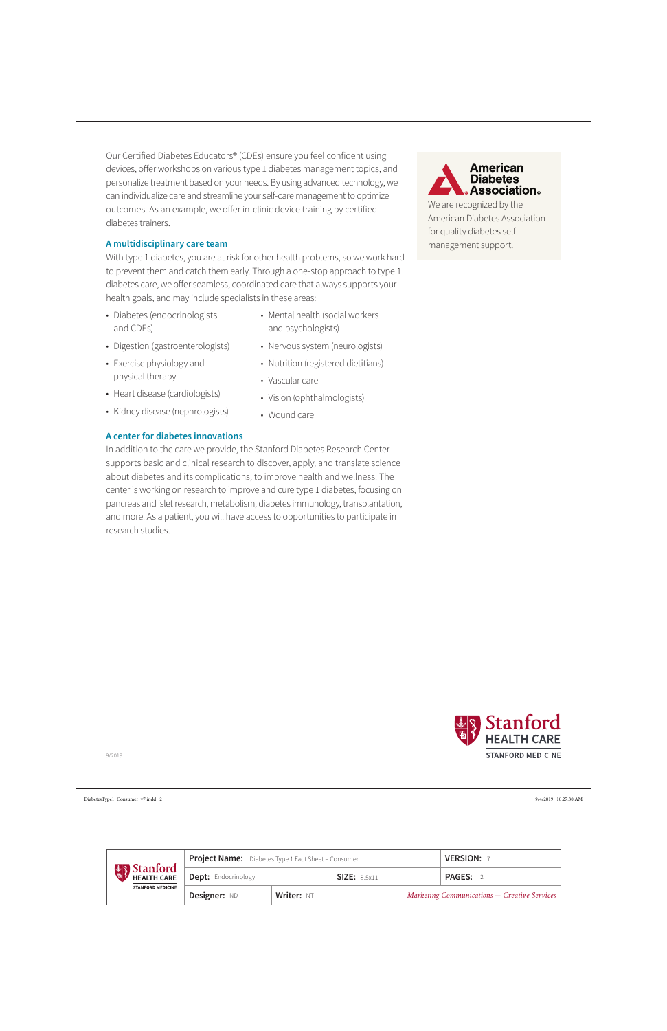Our Certified Diabetes Educators® (CDEs) ensure you feel confident using devices, offer workshops on various type 1 diabetes management topics, and personalize treatment based on your needs. By using advanced technology, we can individualize care and streamline your self-care management to optimize outcomes. As an example, we offer in-clinic device training by certified diabetes trainers.

### A multidisciplinary care team

With type 1 diabetes, you are at risk for other health problems, so we work hard to prevent them and catch them early. Through a one-stop approach to type 1 diabetes care, we offer seamless, coordinated care that always supports your health goals, and may include specialists in these areas:

- Diabetes (endocrinologists and CDEs)
- Digestion (gastroenterologists)
- Exercise physiology and physical therapy
- Heart disease (cardiologists)
- Kidney disease (nephrologists)
- Mental health (social workers and psychologists)
- Nervous system (neurologists)
- Nutrition (registered dietitians)
- Vascular care
- Vision (ophthalmologists)
- Wound care

### A center for diabetes innovations

In addition to the care we provide, the Stanford Diabetes Research Center supports basic and clinical research to discover, apply, and translate science about diabetes and its complications, to improve health and wellness. The center is working on research to improve and cure type 1 diabetes, focusing on pancreas and islet research, metabolism, diabetes immunology, transplantation, and more. As a patient, you will have access to opportunities to participate in research studies.

**American Diabetes Association.**

We are recognized by the American Diabetes Association for quality diabetes self-management support.

9/2019

Stanford HEALTH CARE
STANFORD MEDICINE

DiabetesType1_Consumer_v7.indd 2 9/4/2019 10:27:30 AM

| | | | | |
|---|---|---|---|---|
| Stanford HEALTH CARE STANFORD MEDICINE | **Project Name:** Diabetes Type 1 Fact Sheet – Consumer | | | **VERSION:** 7 |
| | **Dept:** Endocrinology | | **SIZE:** 8.5x11 | **PAGES:** 2 |
| | **Designer:** ND | **Writer:** NT | *Marketing Communications — Creative Services* | |